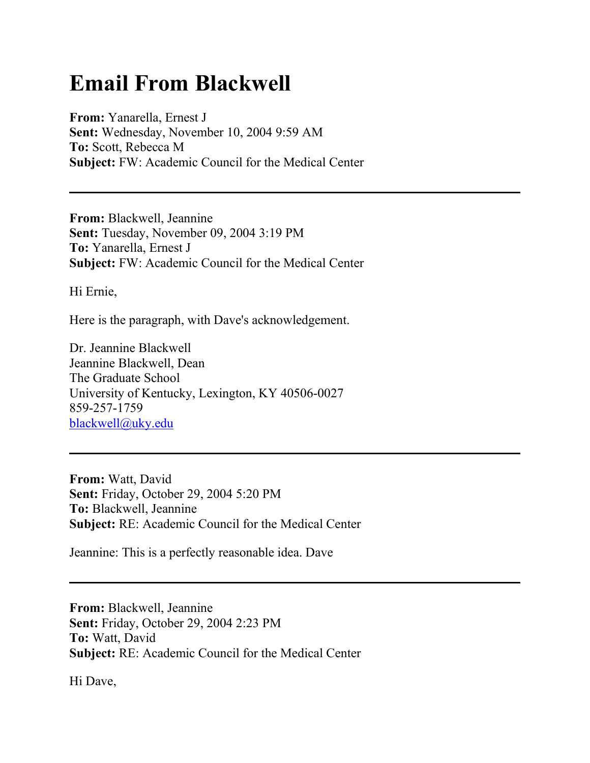# Email From Blackwell

**From:** Yanarella, Ernest J
**Sent:** Wednesday, November 10, 2004 9:59 AM
**To:** Scott, Rebecca M
**Subject:** FW: Academic Council for the Medical Center

---

**From:** Blackwell, Jeannine
**Sent:** Tuesday, November 09, 2004 3:19 PM
**To:** Yanarella, Ernest J
**Subject:** FW: Academic Council for the Medical Center

Hi Ernie,

Here is the paragraph, with Dave's acknowledgement.

Dr. Jeannine Blackwell
Jeannine Blackwell, Dean
The Graduate School
University of Kentucky, Lexington, KY 40506-0027
859-257-1759
blackwell@uky.edu

---

**From:** Watt, David
**Sent:** Friday, October 29, 2004 5:20 PM
**To:** Blackwell, Jeannine
**Subject:** RE: Academic Council for the Medical Center

Jeannine: This is a perfectly reasonable idea. Dave

---

**From:** Blackwell, Jeannine
**Sent:** Friday, October 29, 2004 2:23 PM
**To:** Watt, David
**Subject:** RE: Academic Council for the Medical Center

Hi Dave,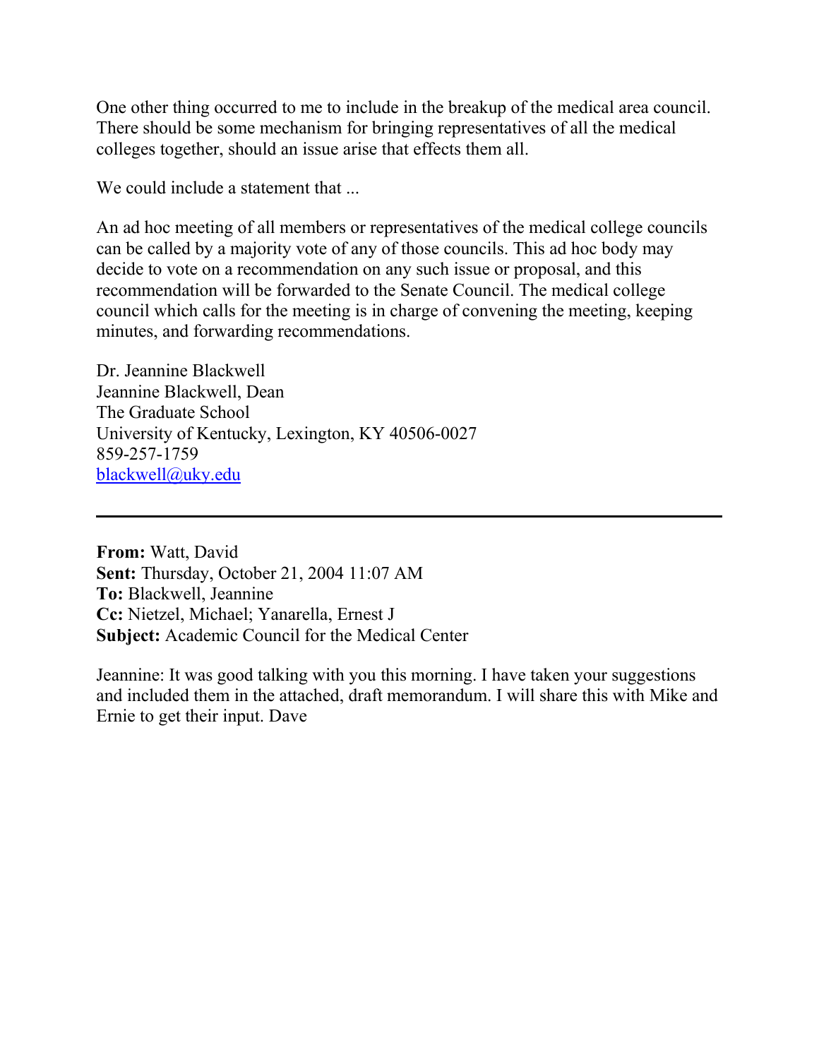One other thing occurred to me to include in the breakup of the medical area council. There should be some mechanism for bringing representatives of all the medical colleges together, should an issue arise that effects them all.

We could include a statement that ...

An ad hoc meeting of all members or representatives of the medical college councils can be called by a majority vote of any of those councils. This ad hoc body may decide to vote on a recommendation on any such issue or proposal, and this recommendation will be forwarded to the Senate Council. The medical college council which calls for the meeting is in charge of convening the meeting, keeping minutes, and forwarding recommendations.

Dr. Jeannine Blackwell
Jeannine Blackwell, Dean
The Graduate School
University of Kentucky, Lexington, KY 40506-0027
859-257-1759
blackwell@uky.edu

---

**From:** Watt, David
**Sent:** Thursday, October 21, 2004 11:07 AM
**To:** Blackwell, Jeannine
**Cc:** Nietzel, Michael; Yanarella, Ernest J
**Subject:** Academic Council for the Medical Center

Jeannine: It was good talking with you this morning. I have taken your suggestions and included them in the attached, draft memorandum. I will share this with Mike and Ernie to get their input. Dave